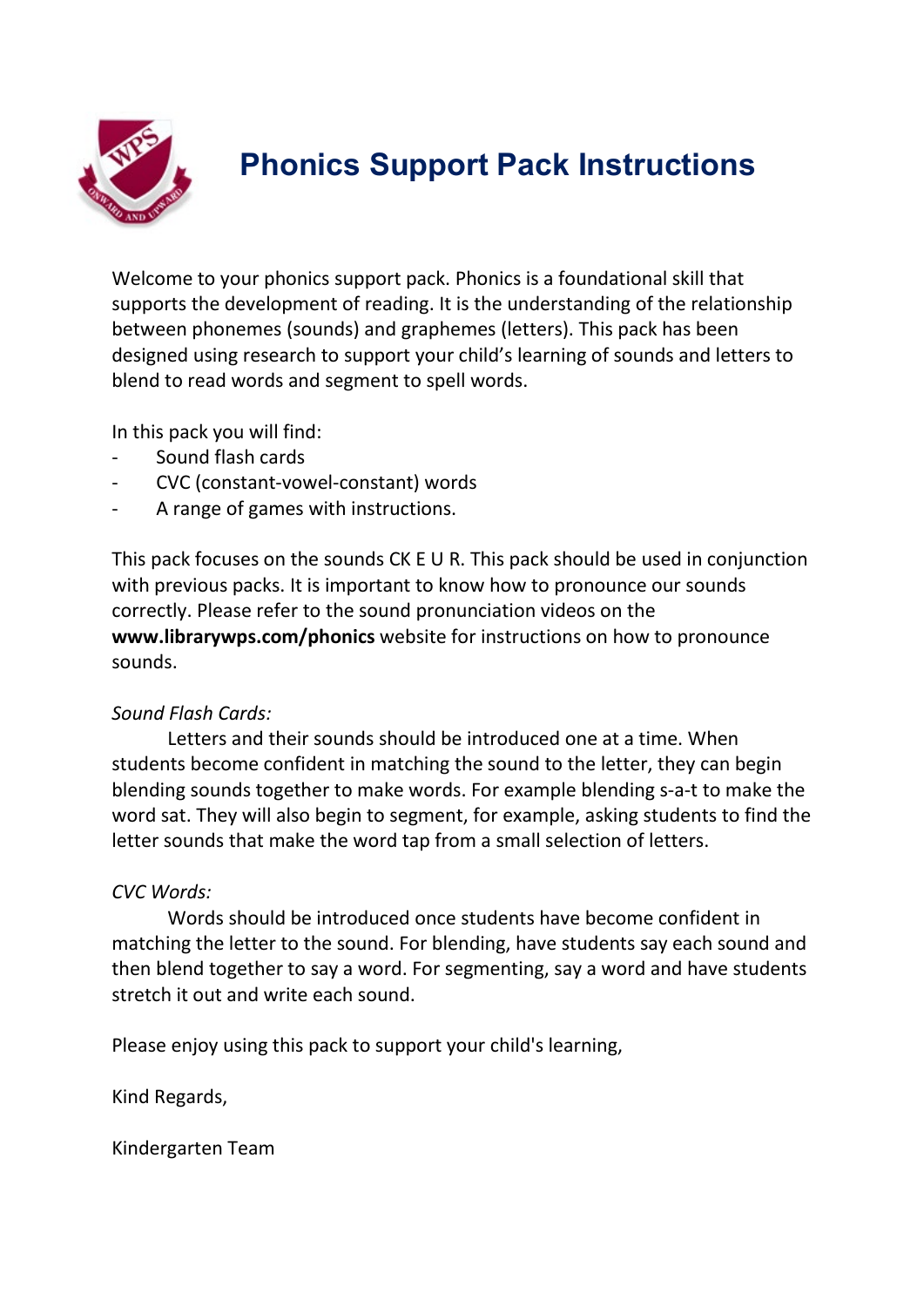# Phonics Support Pack Instructions

Welcome to your phonics support pack. Phonics is a foundational skill that supports the development of reading. It is the understanding of the relationship between phonemes (sounds) and graphemes (letters). This pack has been designed using research to support your child's learning of sounds and letters to blend to read words and segment to spell words.

In this pack you will find:

- Sound flash cards
- CVC (constant-vowel-constant) words
- A range of games with instructions.

This pack focuses on the sounds CK E U R. This pack should be used in conjunction with previous packs. It is important to know how to pronounce our sounds correctly. Please refer to the sound pronunciation videos on the **www.librarywps.com/phonics** website for instructions on how to pronounce sounds.

*Sound Flash Cards:*

Letters and their sounds should be introduced one at a time. When students become confident in matching the sound to the letter, they can begin blending sounds together to make words. For example blending s-a-t to make the word sat. They will also begin to segment, for example, asking students to find the letter sounds that make the word tap from a small selection of letters.

*CVC Words:*

Words should be introduced once students have become confident in matching the letter to the sound. For blending, have students say each sound and then blend together to say a word. For segmenting, say a word and have students stretch it out and write each sound.

Please enjoy using this pack to support your child's learning,

Kind Regards,

Kindergarten Team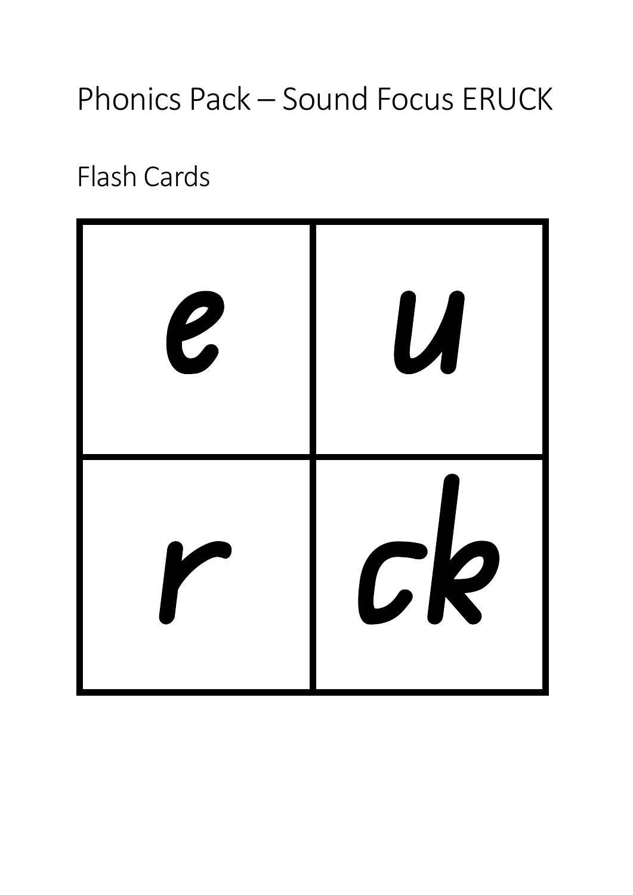# Phonics Pack – Sound Focus ERUCK

## Flash Cards

| | |
|---|---|
| e | u |
| r | ck |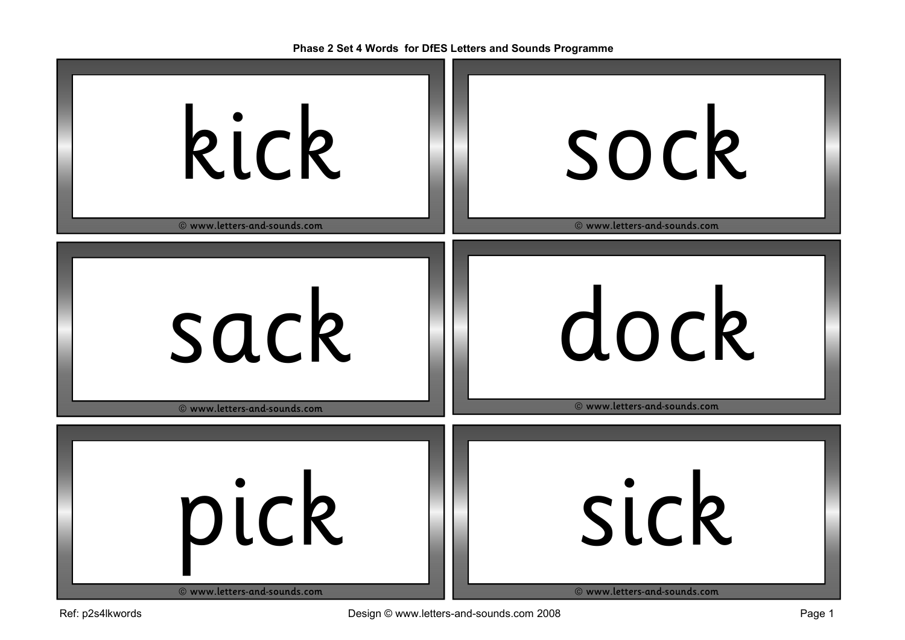Phase 2 Set 4 Words for DfES Letters and Sounds Programme

kick

© www.letters-and-sounds.com

sock

© www.letters-and-sounds.com

sack

© www.letters-and-sounds.com

dock

© www.letters-and-sounds.com

pick

© www.letters-and-sounds.com

sick

© www.letters-and-sounds.com

Ref: p2s4lkwords

Design © www.letters-and-sounds.com 2008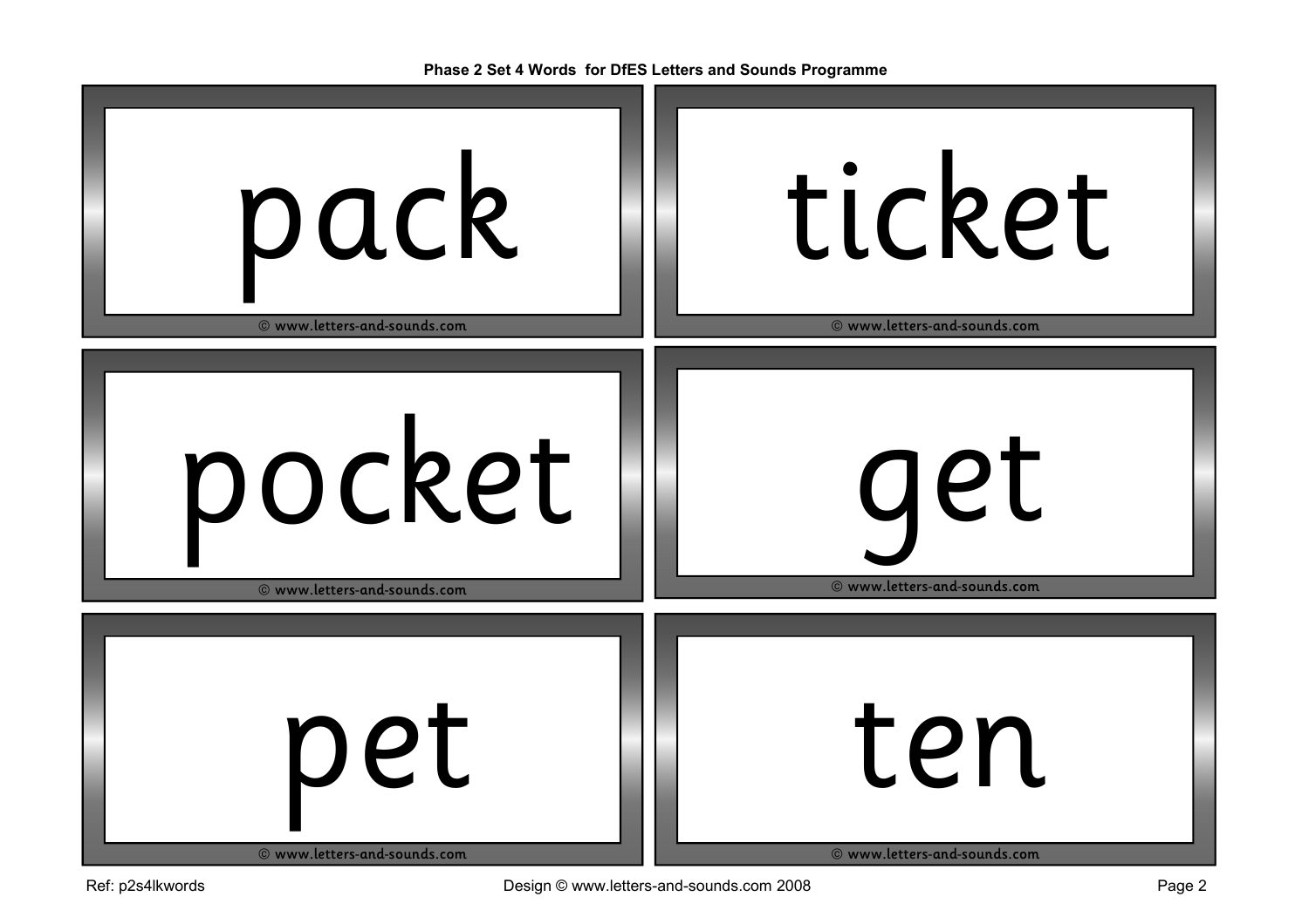**Phase 2 Set 4 Words for DfES Letters and Sounds Programme**

# pack

© www.letters-and-sounds.com

# ticket

© www.letters-and-sounds.com

# pocket

© www.letters-and-sounds.com

# get

© www.letters-and-sounds.com

# pet

© www.letters-and-sounds.com

# ten

© www.letters-and-sounds.com

Ref: p2s4lkwords

Design © www.letters-and-sounds.com 2008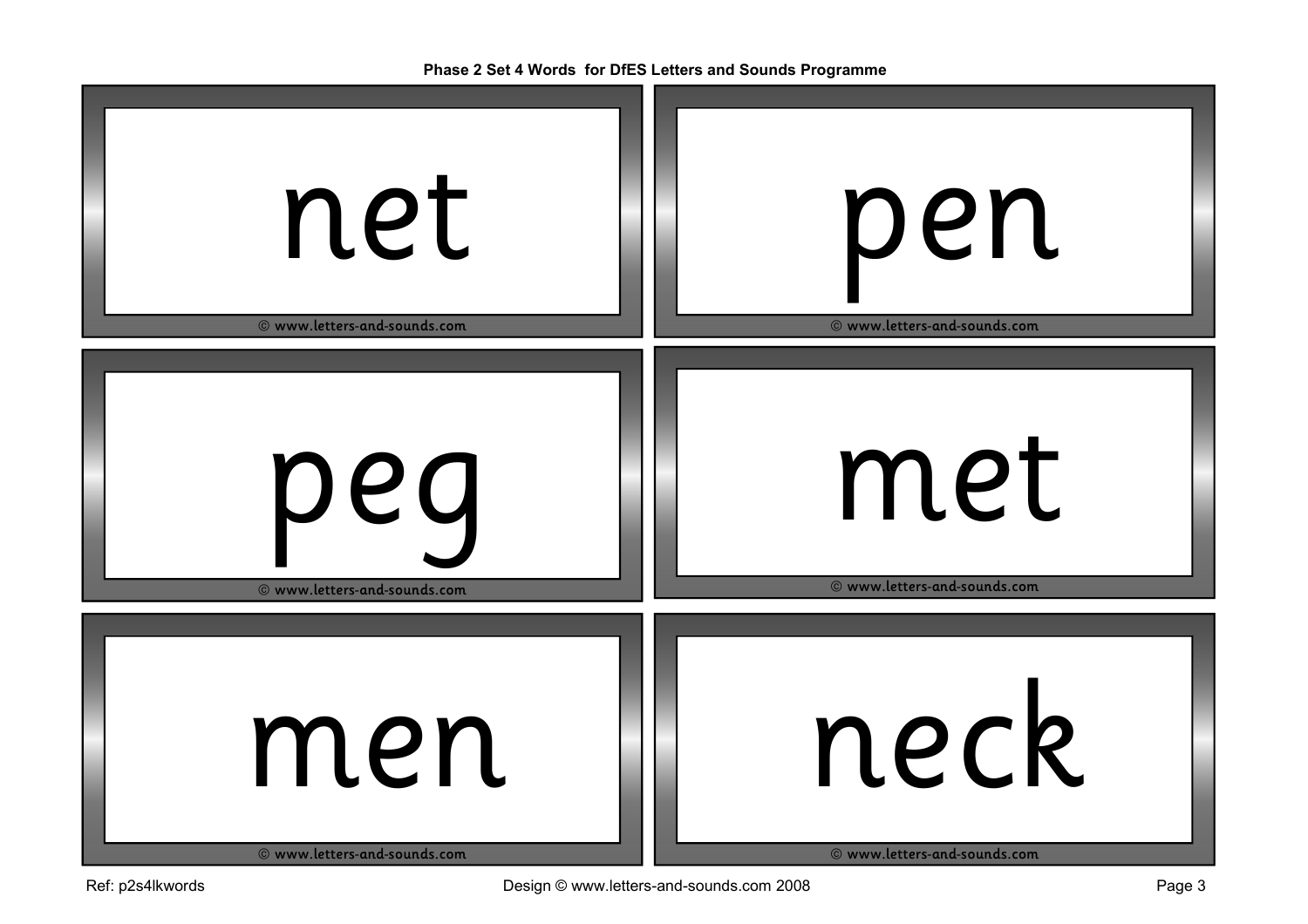Phase 2 Set 4 Words for DfES Letters and Sounds Programme

net

© www.letters-and-sounds.com

pen

© www.letters-and-sounds.com

peg

© www.letters-and-sounds.com

met

© www.letters-and-sounds.com

men

© www.letters-and-sounds.com

neck

© www.letters-and-sounds.com

Ref: p2s4lkwords

Design © www.letters-and-sounds.com 2008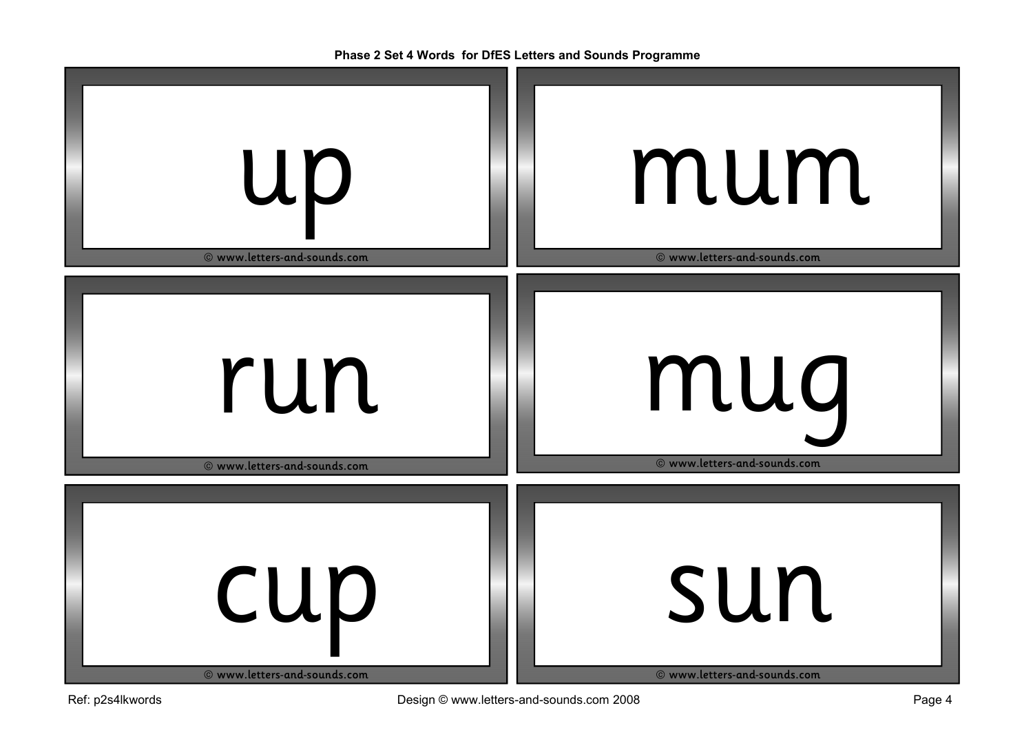**Phase 2 Set 4 Words for DfES Letters and Sounds Programme**

up

© www.letters-and-sounds.com

mum

© www.letters-and-sounds.com

run

© www.letters-and-sounds.com

mug

© www.letters-and-sounds.com

cup

© www.letters-and-sounds.com

sun

© www.letters-and-sounds.com

Ref: p2s4lkwords

Design © www.letters-and-sounds.com 2008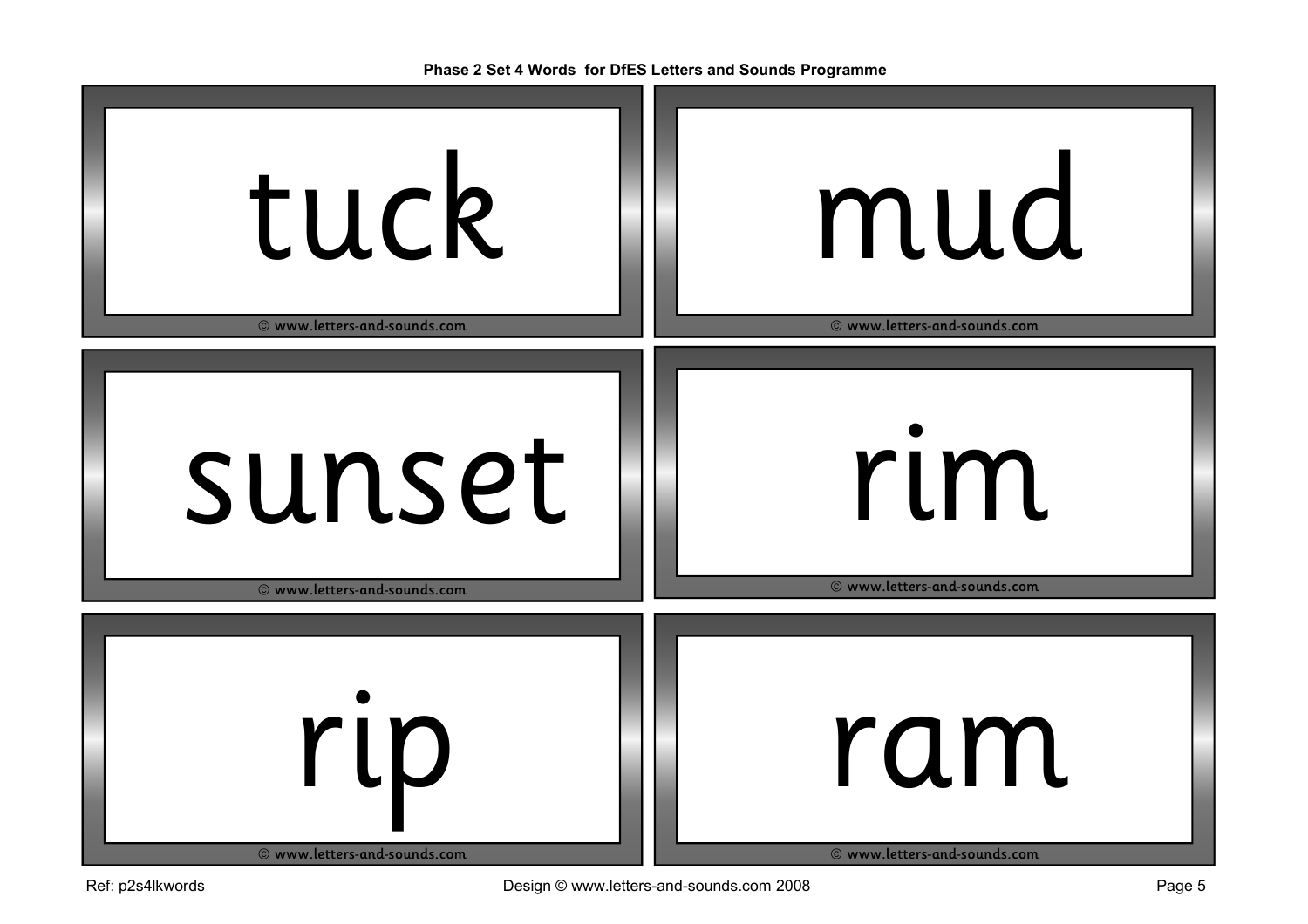**Phase 2 Set 4 Words for DfES Letters and Sounds Programme**

tuck

© www.letters-and-sounds.com

mud

© www.letters-and-sounds.com

sunset

© www.letters-and-sounds.com

rim

© www.letters-and-sounds.com

rip

© www.letters-and-sounds.com

ram

© www.letters-and-sounds.com

Ref: p2s4lkwords

Design © www.letters-and-sounds.com 2008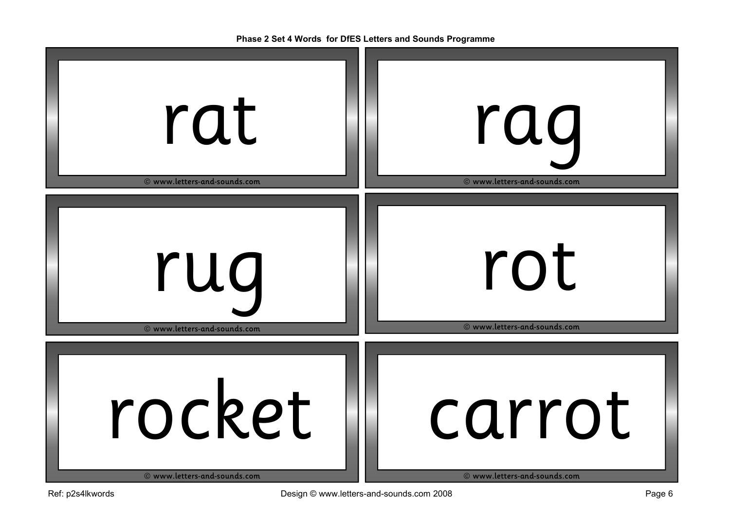Phase 2 Set 4 Words for DfES Letters and Sounds Programme

rat

© www.letters-and-sounds.com

rag

© www.letters-and-sounds.com

rug

© www.letters-and-sounds.com

rot

© www.letters-and-sounds.com

rocket

© www.letters-and-sounds.com

carrot

© www.letters-and-sounds.com

Ref: p2s4lkwords

Design © www.letters-and-sounds.com 2008